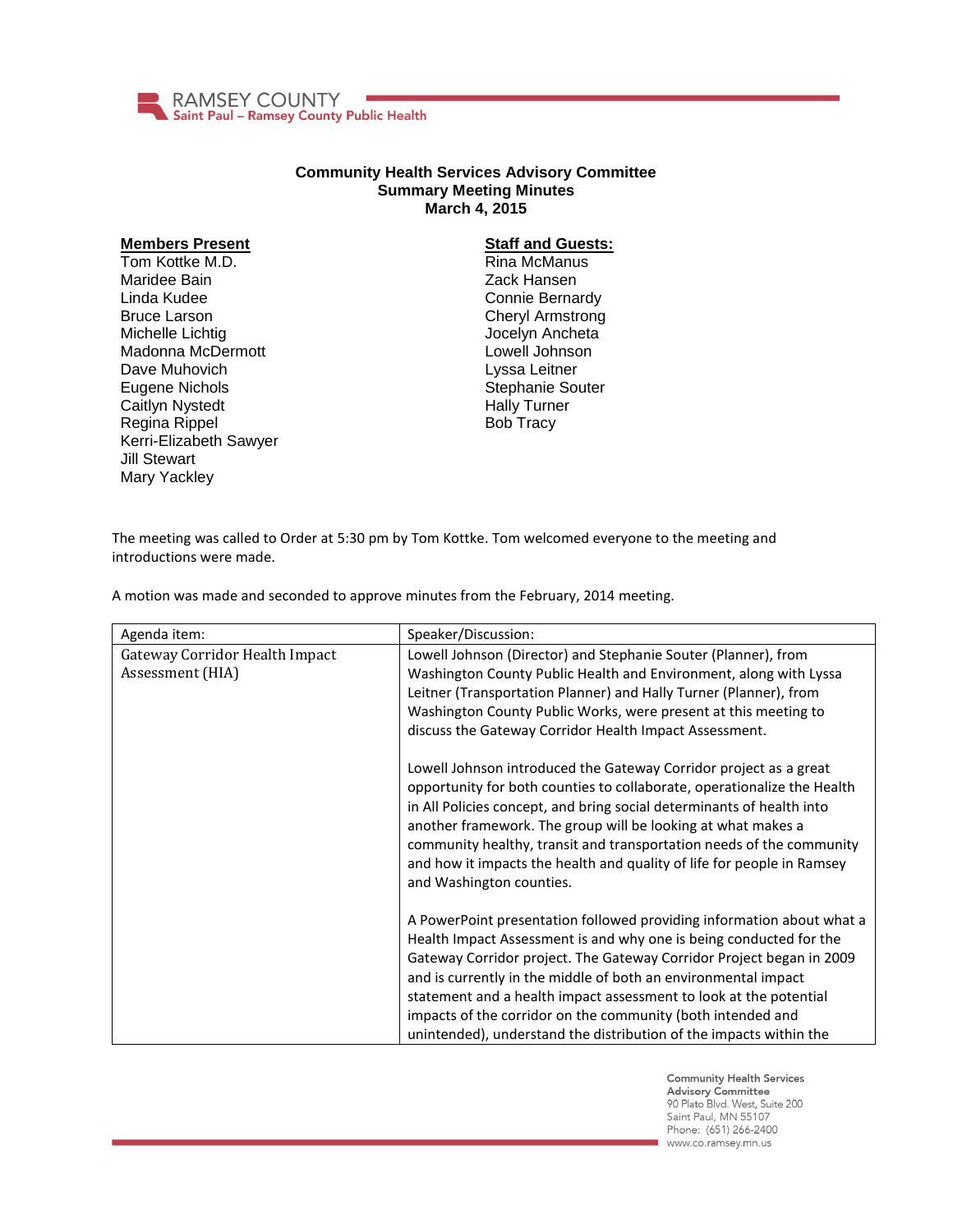RAMSEY COUNTY
Saint Paul – Ramsey County Public Health

# Community Health Services Advisory Committee
## Summary Meeting Minutes
## March 4, 2015

**Members Present**

Tom Kottke M.D.
Maridee Bain
Linda Kudee
Bruce Larson
Michelle Lichtig
Madonna McDermott
Dave Muhovich
Eugene Nichols
Caitlyn Nystedt
Regina Rippel
Kerri-Elizabeth Sawyer
Jill Stewart
Mary Yackley

**Staff and Guests:**

Rina McManus
Zack Hansen
Connie Bernardy
Cheryl Armstrong
Jocelyn Ancheta
Lowell Johnson
Lyssa Leitner
Stephanie Souter
Hally Turner
Bob Tracy

The meeting was called to Order at 5:30 pm by Tom Kottke. Tom welcomed everyone to the meeting and introductions were made.

A motion was made and seconded to approve minutes from the February, 2014 meeting.

| Agenda item: | Speaker/Discussion: |
|---|---|
| Gateway Corridor Health Impact Assessment (HIA) | Lowell Johnson (Director) and Stephanie Souter (Planner), from Washington County Public Health and Environment, along with Lyssa Leitner (Transportation Planner) and Hally Turner (Planner), from Washington County Public Works, were present at this meeting to discuss the Gateway Corridor Health Impact Assessment.<br><br>Lowell Johnson introduced the Gateway Corridor project as a great opportunity for both counties to collaborate, operationalize the Health in All Policies concept, and bring social determinants of health into another framework. The group will be looking at what makes a community healthy, transit and transportation needs of the community and how it impacts the health and quality of life for people in Ramsey and Washington counties.<br><br>A PowerPoint presentation followed providing information about what a Health Impact Assessment is and why one is being conducted for the Gateway Corridor project. The Gateway Corridor Project began in 2009 and is currently in the middle of both an environmental impact statement and a health impact assessment to look at the potential impacts of the corridor on the community (both intended and unintended), understand the distribution of the impacts within the |

Community Health Services Advisory Committee
90 Plato Blvd. West, Suite 200
Saint Paul, MN 55107
Phone: (651) 266-2400
www.co.ramsey.mn.us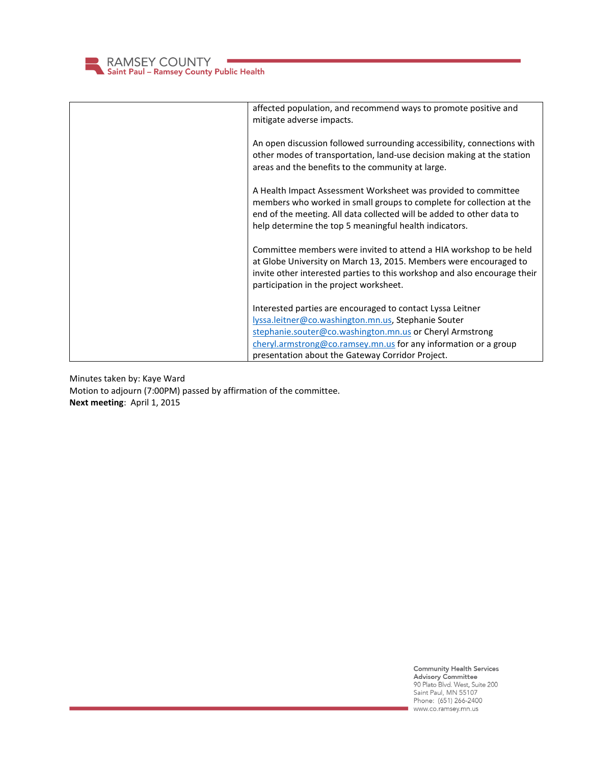| | |
|---|---|
| | affected population, and recommend ways to promote positive and mitigate adverse impacts.<br><br>An open discussion followed surrounding accessibility, connections with other modes of transportation, land-use decision making at the station areas and the benefits to the community at large.<br><br>A Health Impact Assessment Worksheet was provided to committee members who worked in small groups to complete for collection at the end of the meeting. All data collected will be added to other data to help determine the top 5 meaningful health indicators.<br><br>Committee members were invited to attend a HIA workshop to be held at Globe University on March 13, 2015. Members were encouraged to invite other interested parties to this workshop and also encourage their participation in the project worksheet.<br><br>Interested parties are encouraged to contact Lyssa Leitner lyssa.leitner@co.washington.mn.us, Stephanie Souter stephanie.souter@co.washington.mn.us or Cheryl Armstrong cheryl.armstrong@co.ramsey.mn.us for any information or a group presentation about the Gateway Corridor Project. |

Minutes taken by: Kaye Ward
Motion to adjourn (7:00PM) passed by affirmation of the committee.
**Next meeting**: April 1, 2015

Community Health Services
Advisory Committee
90 Plato Blvd. West, Suite 200
Saint Paul, MN 55107
Phone: (651) 266-2400
www.co.ramsey.mn.us